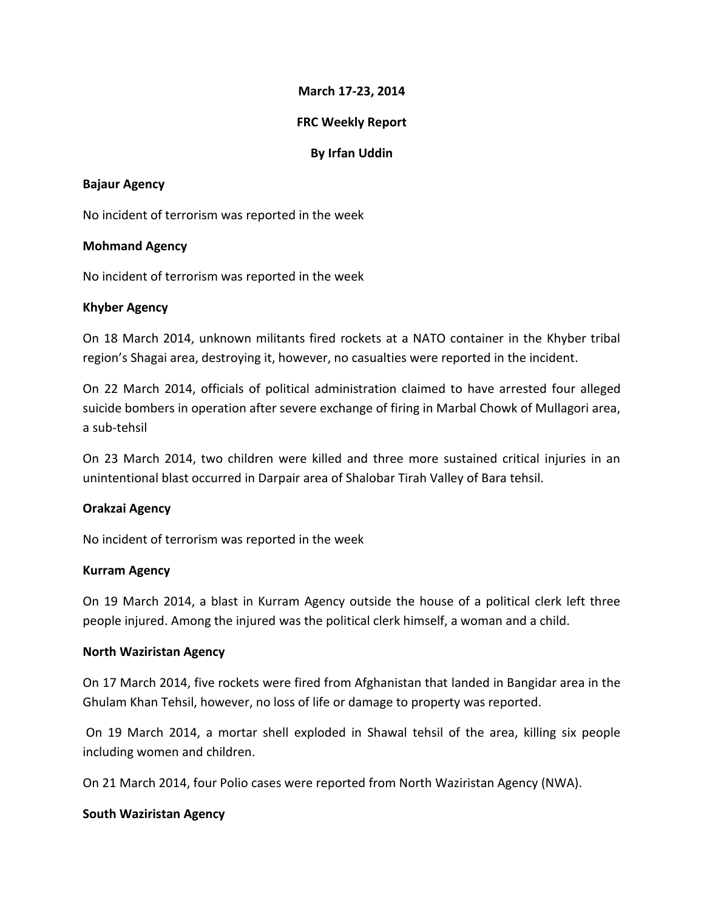**March 17-23, 2014**

**FRC Weekly Report**

**By Irfan Uddin**

**Bajaur Agency**

No incident of terrorism was reported in the week

**Mohmand Agency**

No incident of terrorism was reported in the week

**Khyber Agency**

On 18 March 2014, unknown militants fired rockets at a NATO container in the Khyber tribal region's Shagai area, destroying it, however, no casualties were reported in the incident.

On 22 March 2014, officials of political administration claimed to have arrested four alleged suicide bombers in operation after severe exchange of firing in Marbal Chowk of Mullagori area, a sub-tehsil

On 23 March 2014, two children were killed and three more sustained critical injuries in an unintentional blast occurred in Darpair area of Shalobar Tirah Valley of Bara tehsil.

**Orakzai Agency**

No incident of terrorism was reported in the week

**Kurram Agency**

On 19 March 2014, a blast in Kurram Agency outside the house of a political clerk left three people injured. Among the injured was the political clerk himself, a woman and a child.

**North Waziristan Agency**

On 17 March 2014, five rockets were fired from Afghanistan that landed in Bangidar area in the Ghulam Khan Tehsil, however, no loss of life or damage to property was reported.

On 19 March 2014, a mortar shell exploded in Shawal tehsil of the area, killing six people including women and children.

On 21 March 2014, four Polio cases were reported from North Waziristan Agency (NWA).

**South Waziristan Agency**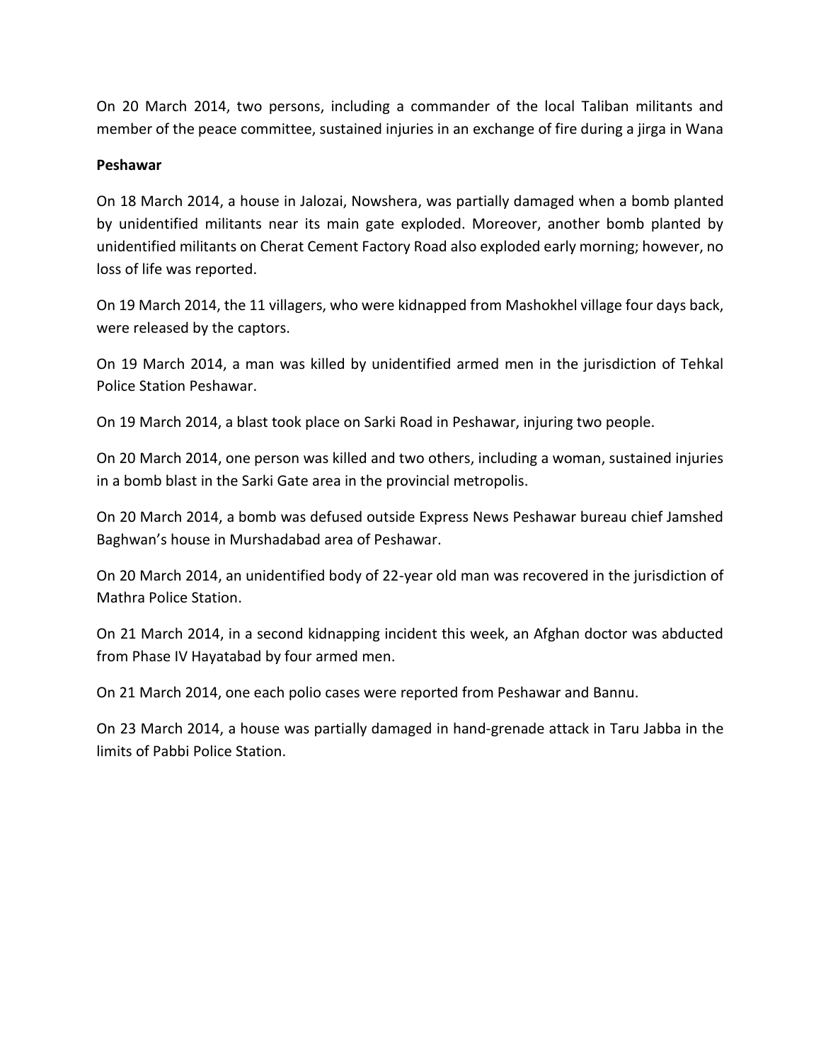On 20 March 2014, two persons, including a commander of the local Taliban militants and member of the peace committee, sustained injuries in an exchange of fire during a jirga in Wana

**Peshawar**

On 18 March 2014, a house in Jalozai, Nowshera, was partially damaged when a bomb planted by unidentified militants near its main gate exploded. Moreover, another bomb planted by unidentified militants on Cherat Cement Factory Road also exploded early morning; however, no loss of life was reported.

On 19 March 2014, the 11 villagers, who were kidnapped from Mashokhel village four days back, were released by the captors.

On 19 March 2014, a man was killed by unidentified armed men in the jurisdiction of Tehkal Police Station Peshawar.

On 19 March 2014, a blast took place on Sarki Road in Peshawar, injuring two people.

On 20 March 2014, one person was killed and two others, including a woman, sustained injuries in a bomb blast in the Sarki Gate area in the provincial metropolis.

On 20 March 2014, a bomb was defused outside Express News Peshawar bureau chief Jamshed Baghwan's house in Murshadabad area of Peshawar.

On 20 March 2014, an unidentified body of 22-year old man was recovered in the jurisdiction of Mathra Police Station.

On 21 March 2014, in a second kidnapping incident this week, an Afghan doctor was abducted from Phase IV Hayatabad by four armed men.

On 21 March 2014, one each polio cases were reported from Peshawar and Bannu.

On 23 March 2014, a house was partially damaged in hand-grenade attack in Taru Jabba in the limits of Pabbi Police Station.